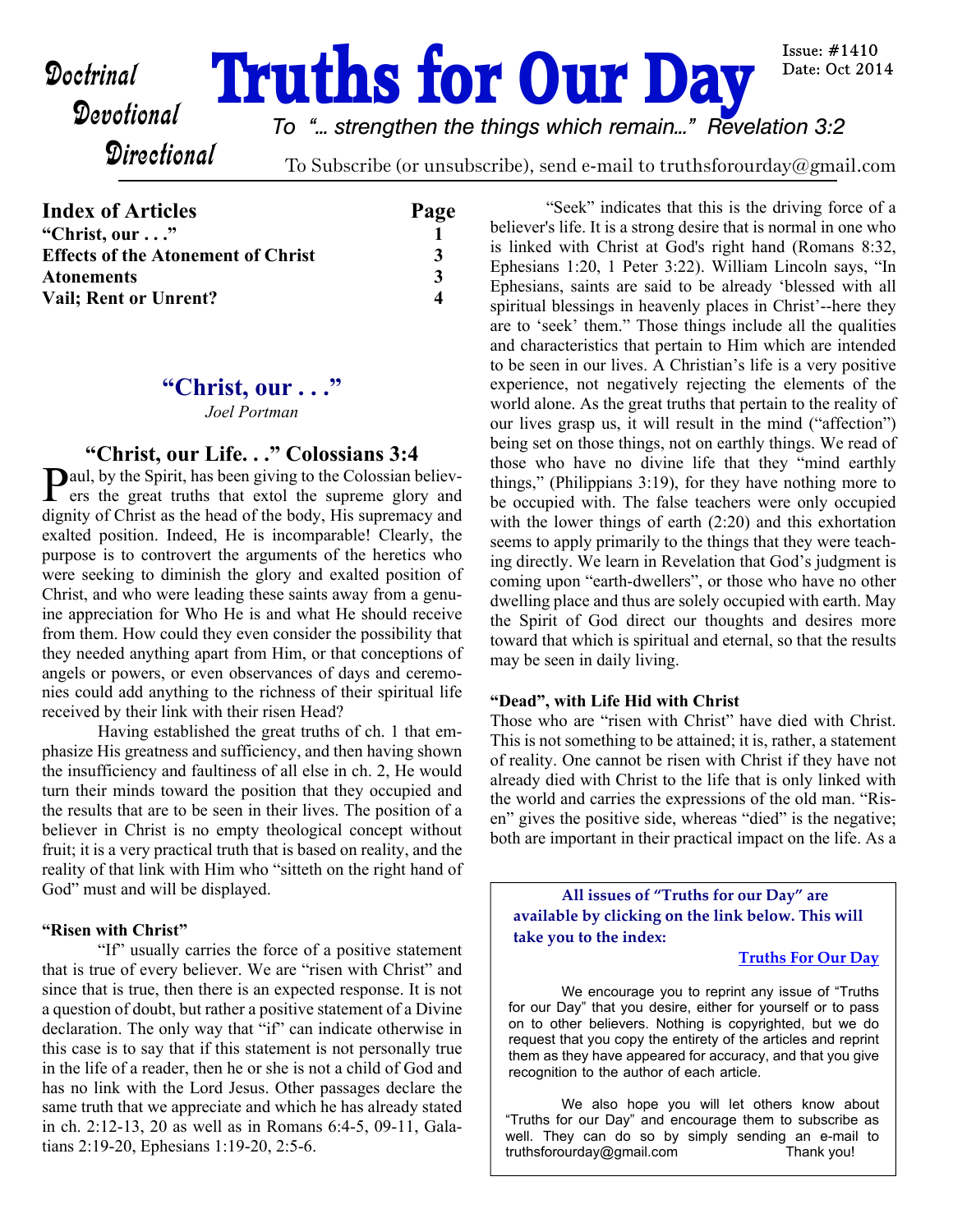# Truths for Our Day

Doctrinal
Devotional
Directional

Issue: #1410
Date: Oct 2014

*To "… strengthen the things which remain…" Revelation 3:2*

To Subscribe (or unsubscribe), send e-mail to truthsforourday@gmail.com

| Index of Articles | Page |
|---|---|
| "Christ, our . . ." | 1 |
| Effects of the Atonement of Christ | 3 |
| Atonements | 3 |
| Vail; Rent or Unrent? | 4 |

## "Christ, our . . ."

*Joel Portman*

### "Christ, our Life. . ." Colossians 3:4

Paul, by the Spirit, has been giving to the Colossian believers the great truths that extol the supreme glory and dignity of Christ as the head of the body, His supremacy and exalted position. Indeed, He is incomparable! Clearly, the purpose is to controvert the arguments of the heretics who were seeking to diminish the glory and exalted position of Christ, and who were leading these saints away from a genuine appreciation for Who He is and what He should receive from them. How could they even consider the possibility that they needed anything apart from Him, or that conceptions of angels or powers, or even observances of days and ceremonies could add anything to the richness of their spiritual life received by their link with their risen Head?

Having established the great truths of ch. 1 that emphasize His greatness and sufficiency, and then having shown the insufficiency and faultiness of all else in ch. 2, He would turn their minds toward the position that they occupied and the results that are to be seen in their lives. The position of a believer in Christ is no empty theological concept without fruit; it is a very practical truth that is based on reality, and the reality of that link with Him who "sitteth on the right hand of God" must and will be displayed.

**"Risen with Christ"**

"If" usually carries the force of a positive statement that is true of every believer. We are "risen with Christ" and since that is true, then there is an expected response. It is not a question of doubt, but rather a positive statement of a Divine declaration. The only way that "if" can indicate otherwise in this case is to say that if this statement is not personally true in the life of a reader, then he or she is not a child of God and has no link with the Lord Jesus. Other passages declare the same truth that we appreciate and which he has already stated in ch. 2:12-13, 20 as well as in Romans 6:4-5, 09-11, Galatians 2:19-20, Ephesians 1:19-20, 2:5-6.

"Seek" indicates that this is the driving force of a believer's life. It is a strong desire that is normal in one who is linked with Christ at God's right hand (Romans 8:32, Ephesians 1:20, 1 Peter 3:22). William Lincoln says, "In Ephesians, saints are said to be already 'blessed with all spiritual blessings in heavenly places in Christ'--here they are to 'seek' them." Those things include all the qualities and characteristics that pertain to Him which are intended to be seen in our lives. A Christian's life is a very positive experience, not negatively rejecting the elements of the world alone. As the great truths that pertain to the reality of our lives grasp us, it will result in the mind ("affection") being set on those things, not on earthly things. We read of those who have no divine life that they "mind earthly things," (Philippians 3:19), for they have nothing more to be occupied with. The false teachers were only occupied with the lower things of earth (2:20) and this exhortation seems to apply primarily to the things that they were teaching directly. We learn in Revelation that God's judgment is coming upon "earth-dwellers", or those who have no other dwelling place and thus are solely occupied with earth. May the Spirit of God direct our thoughts and desires more toward that which is spiritual and eternal, so that the results may be seen in daily living.

**"Dead", with Life Hid with Christ**

Those who are "risen with Christ" have died with Christ. This is not something to be attained; it is, rather, a statement of reality. One cannot be risen with Christ if they have not already died with Christ to the life that is only linked with the world and carries the expressions of the old man. "Risen" gives the positive side, whereas "died" is the negative; both are important in their practical impact on the life. As a

---

**All issues of "Truths for our Day" are available by clicking on the link below. This will take you to the index:**

**Truths For Our Day**

We encourage you to reprint any issue of "Truths for our Day" that you desire, either for yourself or to pass on to other believers. Nothing is copyrighted, but we do request that you copy the entirety of the articles and reprint them as they have appeared for accuracy, and that you give recognition to the author of each article.

We also hope you will let others know about "Truths for our Day" and encourage them to subscribe as well. They can do so by simply sending an e-mail to truthsforourday@gmail.com Thank you!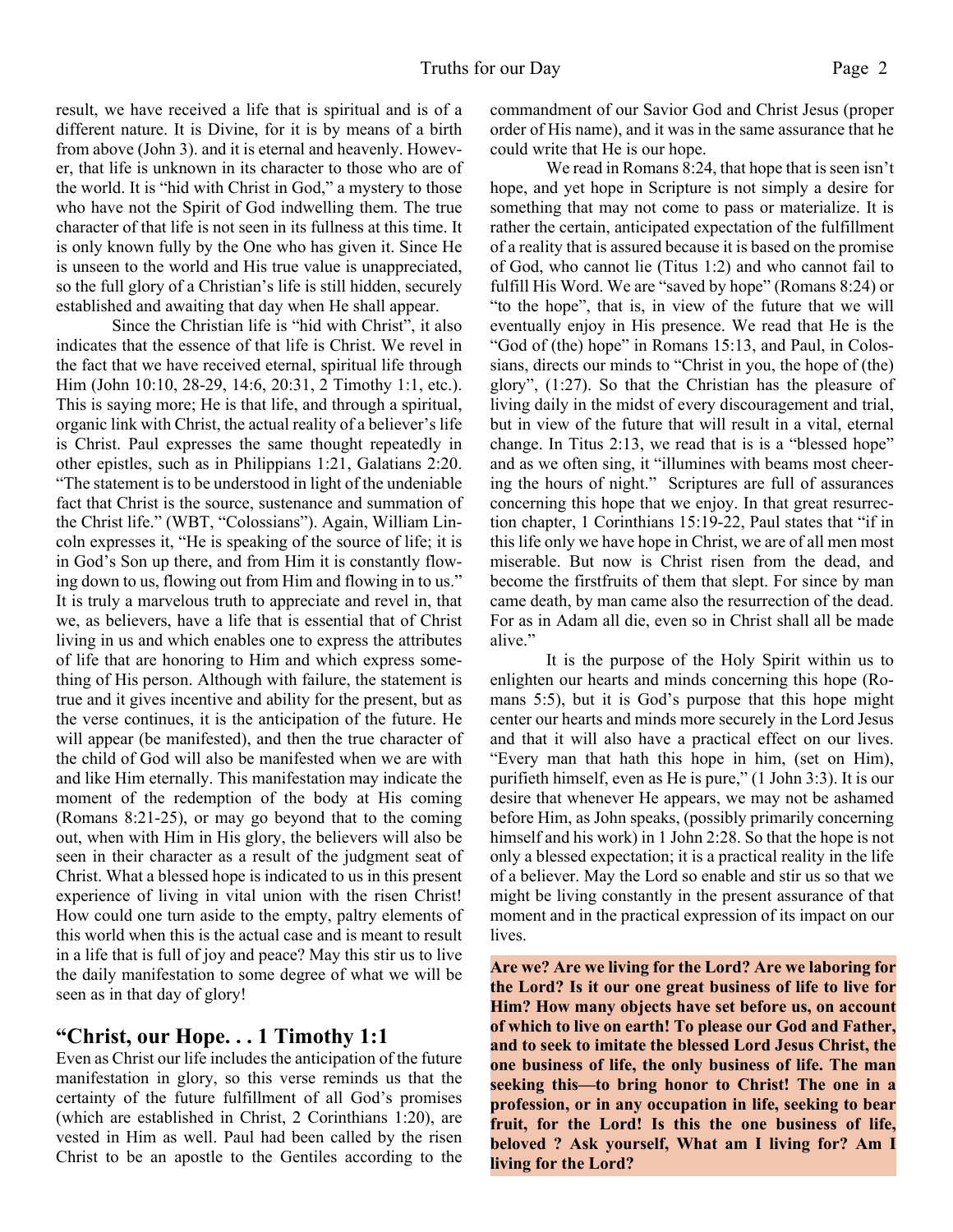result, we have received a life that is spiritual and is of a different nature. It is Divine, for it is by means of a birth from above (John 3). and it is eternal and heavenly. However, that life is unknown in its character to those who are of the world. It is "hid with Christ in God," a mystery to those who have not the Spirit of God indwelling them. The true character of that life is not seen in its fullness at this time. It is only known fully by the One who has given it. Since He is unseen to the world and His true value is unappreciated, so the full glory of a Christian's life is still hidden, securely established and awaiting that day when He shall appear.

Since the Christian life is "hid with Christ", it also indicates that the essence of that life is Christ. We revel in the fact that we have received eternal, spiritual life through Him (John 10:10, 28-29, 14:6, 20:31, 2 Timothy 1:1, etc.). This is saying more; He is that life, and through a spiritual, organic link with Christ, the actual reality of a believer's life is Christ. Paul expresses the same thought repeatedly in other epistles, such as in Philippians 1:21, Galatians 2:20. "The statement is to be understood in light of the undeniable fact that Christ is the source, sustenance and summation of the Christ life." (WBT, "Colossians"). Again, William Lincoln expresses it, "He is speaking of the source of life; it is in God's Son up there, and from Him it is constantly flowing down to us, flowing out from Him and flowing in to us." It is truly a marvelous truth to appreciate and revel in, that we, as believers, have a life that is essential that of Christ living in us and which enables one to express the attributes of life that are honoring to Him and which express something of His person. Although with failure, the statement is true and it gives incentive and ability for the present, but as the verse continues, it is the anticipation of the future. He will appear (be manifested), and then the true character of the child of God will also be manifested when we are with and like Him eternally. This manifestation may indicate the moment of the redemption of the body at His coming (Romans 8:21-25), or may go beyond that to the coming out, when with Him in His glory, the believers will also be seen in their character as a result of the judgment seat of Christ. What a blessed hope is indicated to us in this present experience of living in vital union with the risen Christ! How could one turn aside to the empty, paltry elements of this world when this is the actual case and is meant to result in a life that is full of joy and peace? May this stir us to live the daily manifestation to some degree of what we will be seen as in that day of glory!

## "Christ, our Hope. . . 1 Timothy 1:1

Even as Christ our life includes the anticipation of the future manifestation in glory, so this verse reminds us that the certainty of the future fulfillment of all God's promises (which are established in Christ, 2 Corinthians 1:20), are vested in Him as well. Paul had been called by the risen Christ to be an apostle to the Gentiles according to the commandment of our Savior God and Christ Jesus (proper order of His name), and it was in the same assurance that he could write that He is our hope.

We read in Romans 8:24, that hope that is seen isn't hope, and yet hope in Scripture is not simply a desire for something that may not come to pass or materialize. It is rather the certain, anticipated expectation of the fulfillment of a reality that is assured because it is based on the promise of God, who cannot lie (Titus 1:2) and who cannot fail to fulfill His Word. We are "saved by hope" (Romans 8:24) or "to the hope", that is, in view of the future that we will eventually enjoy in His presence. We read that He is the "God of (the) hope" in Romans 15:13, and Paul, in Colossians, directs our minds to "Christ in you, the hope of (the) glory", (1:27). So that the Christian has the pleasure of living daily in the midst of every discouragement and trial, but in view of the future that will result in a vital, eternal change. In Titus 2:13, we read that is is a "blessed hope" and as we often sing, it "illumines with beams most cheering the hours of night." Scriptures are full of assurances concerning this hope that we enjoy. In that great resurrection chapter, 1 Corinthians 15:19-22, Paul states that "if in this life only we have hope in Christ, we are of all men most miserable. But now is Christ risen from the dead, and become the firstfruits of them that slept. For since by man came death, by man came also the resurrection of the dead. For as in Adam all die, even so in Christ shall all be made alive."

It is the purpose of the Holy Spirit within us to enlighten our hearts and minds concerning this hope (Romans 5:5), but it is God's purpose that this hope might center our hearts and minds more securely in the Lord Jesus and that it will also have a practical effect on our lives. "Every man that hath this hope in him, (set on Him), purifieth himself, even as He is pure," (1 John 3:3). It is our desire that whenever He appears, we may not be ashamed before Him, as John speaks, (possibly primarily concerning himself and his work) in 1 John 2:28. So that the hope is not only a blessed expectation; it is a practical reality in the life of a believer. May the Lord so enable and stir us so that we might be living constantly in the present assurance of that moment and in the practical expression of its impact on our lives.

**Are we? Are we living for the Lord? Are we laboring for the Lord? Is it our one great business of life to live for Him? How many objects have set before us, on account of which to live on earth! To please our God and Father, and to seek to imitate the blessed Lord Jesus Christ, the one business of life, the only business of life. The man seeking this—to bring honor to Christ! The one in a profession, or in any occupation in life, seeking to bear fruit, for the Lord! Is this the one business of life, beloved ? Ask yourself, What am I living for? Am I living for the Lord?**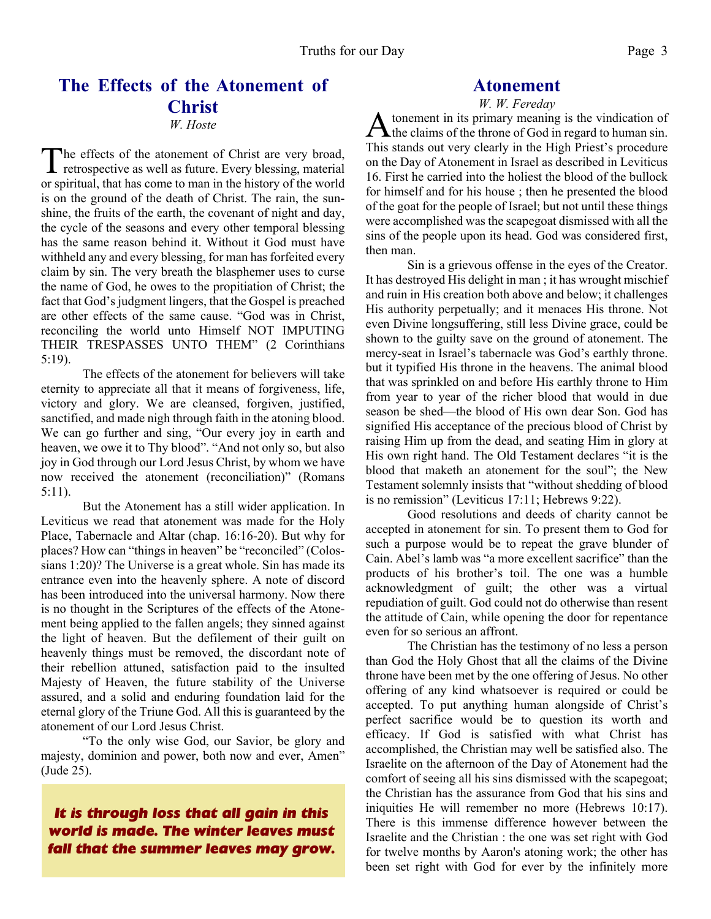## The Effects of the Atonement of Christ

*W. Hoste*

The effects of the atonement of Christ are very broad, retrospective as well as future. Every blessing, material or spiritual, that has come to man in the history of the world is on the ground of the death of Christ. The rain, the sunshine, the fruits of the earth, the covenant of night and day, the cycle of the seasons and every other temporal blessing has the same reason behind it. Without it God must have withheld any and every blessing, for man has forfeited every claim by sin. The very breath the blasphemer uses to curse the name of God, he owes to the propitiation of Christ; the fact that God's judgment lingers, that the Gospel is preached are other effects of the same cause. "God was in Christ, reconciling the world unto Himself NOT IMPUTING THEIR TRESPASSES UNTO THEM" (2 Corinthians 5:19).

The effects of the atonement for believers will take eternity to appreciate all that it means of forgiveness, life, victory and glory. We are cleansed, forgiven, justified, sanctified, and made nigh through faith in the atoning blood. We can go further and sing, "Our every joy in earth and heaven, we owe it to Thy blood". "And not only so, but also joy in God through our Lord Jesus Christ, by whom we have now received the atonement (reconciliation)" (Romans 5:11).

But the Atonement has a still wider application. In Leviticus we read that atonement was made for the Holy Place, Tabernacle and Altar (chap. 16:16-20). But why for places? How can "things in heaven" be "reconciled" (Colossians 1:20)? The Universe is a great whole. Sin has made its entrance even into the heavenly sphere. A note of discord has been introduced into the universal harmony. Now there is no thought in the Scriptures of the effects of the Atonement being applied to the fallen angels; they sinned against the light of heaven. But the defilement of their guilt on heavenly things must be removed, the discordant note of their rebellion attuned, satisfaction paid to the insulted Majesty of Heaven, the future stability of the Universe assured, and a solid and enduring foundation laid for the eternal glory of the Triune God. All this is guaranteed by the atonement of our Lord Jesus Christ.

"To the only wise God, our Savior, be glory and majesty, dominion and power, both now and ever, Amen" (Jude 25).

***It is through loss that all gain in this world is made. The winter leaves must fall that the summer leaves may grow.***

## Atonement

*W. W. Fereday*

Atonement in its primary meaning is the vindication of the claims of the throne of God in regard to human sin. This stands out very clearly in the High Priest's procedure on the Day of Atonement in Israel as described in Leviticus 16. First he carried into the holiest the blood of the bullock for himself and for his house ; then he presented the blood of the goat for the people of Israel; but not until these things were accomplished was the scapegoat dismissed with all the sins of the people upon its head. God was considered first, then man.

Sin is a grievous offense in the eyes of the Creator. It has destroyed His delight in man ; it has wrought mischief and ruin in His creation both above and below; it challenges His authority perpetually; and it menaces His throne. Not even Divine longsuffering, still less Divine grace, could be shown to the guilty save on the ground of atonement. The mercy-seat in Israel's tabernacle was God's earthly throne. but it typified His throne in the heavens. The animal blood that was sprinkled on and before His earthly throne to Him from year to year of the richer blood that would in due season be shed—the blood of His own dear Son. God has signified His acceptance of the precious blood of Christ by raising Him up from the dead, and seating Him in glory at His own right hand. The Old Testament declares "it is the blood that maketh an atonement for the soul"; the New Testament solemnly insists that "without shedding of blood is no remission" (Leviticus 17:11; Hebrews 9:22).

Good resolutions and deeds of charity cannot be accepted in atonement for sin. To present them to God for such a purpose would be to repeat the grave blunder of Cain. Abel's lamb was "a more excellent sacrifice" than the products of his brother's toil. The one was a humble acknowledgment of guilt; the other was a virtual repudiation of guilt. God could not do otherwise than resent the attitude of Cain, while opening the door for repentance even for so serious an affront.

The Christian has the testimony of no less a person than God the Holy Ghost that all the claims of the Divine throne have been met by the one offering of Jesus. No other offering of any kind whatsoever is required or could be accepted. To put anything human alongside of Christ's perfect sacrifice would be to question its worth and efficacy. If God is satisfied with what Christ has accomplished, the Christian may well be satisfied also. The Israelite on the afternoon of the Day of Atonement had the comfort of seeing all his sins dismissed with the scapegoat; the Christian has the assurance from God that his sins and iniquities He will remember no more (Hebrews 10:17). There is this immense difference however between the Israelite and the Christian : the one was set right with God for twelve months by Aaron's atoning work; the other has been set right with God for ever by the infinitely more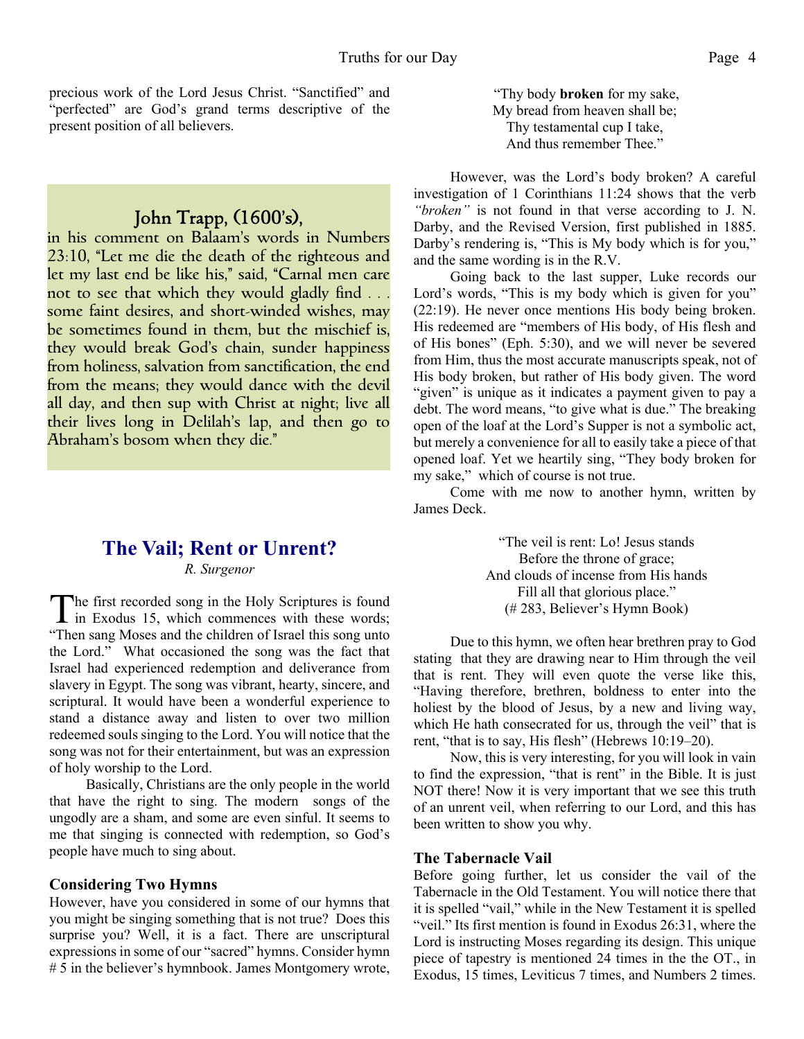precious work of the Lord Jesus Christ. "Sanctified" and "perfected" are God's grand terms descriptive of the present position of all believers.

### John Trapp, (1600's),

in his comment on Balaam's words in Numbers 23:10, "Let me die the death of the righteous and let my last end be like his," said, "Carnal men care not to see that which they would gladly find . . . some faint desires, and short-winded wishes, may be sometimes found in them, but the mischief is, they would break God's chain, sunder happiness from holiness, salvation from sanctification, the end from the means; they would dance with the devil all day, and then sup with Christ at night; live all their lives long in Delilah's lap, and then go to Abraham's bosom when they die."

## The Vail; Rent or Unrent?

*R. Surgenor*

The first recorded song in the Holy Scriptures is found in Exodus 15, which commences with these words; "Then sang Moses and the children of Israel this song unto the Lord." What occasioned the song was the fact that Israel had experienced redemption and deliverance from slavery in Egypt. The song was vibrant, hearty, sincere, and scriptural. It would have been a wonderful experience to stand a distance away and listen to over two million redeemed souls singing to the Lord. You will notice that the song was not for their entertainment, but was an expression of holy worship to the Lord.

Basically, Christians are the only people in the world that have the right to sing. The modern songs of the ungodly are a sham, and some are even sinful. It seems to me that singing is connected with redemption, so God's people have much to sing about.

### Considering Two Hymns

However, have you considered in some of our hymns that you might be singing something that is not true? Does this surprise you? Well, it is a fact. There are unscriptural expressions in some of our "sacred" hymns. Consider hymn # 5 in the believer's hymnbook. James Montgomery wrote,

"Thy body **broken** for my sake,
My bread from heaven shall be;
Thy testamental cup I take,
And thus remember Thee."

However, was the Lord's body broken? A careful investigation of 1 Corinthians 11:24 shows that the verb *"broken"* is not found in that verse according to J. N. Darby, and the Revised Version, first published in 1885. Darby's rendering is, "This is My body which is for you," and the same wording is in the R.V.

Going back to the last supper, Luke records our Lord's words, "This is my body which is given for you" (22:19). He never once mentions His body being broken. His redeemed are "members of His body, of His flesh and of His bones" (Eph. 5:30), and we will never be severed from Him, thus the most accurate manuscripts speak, not of His body broken, but rather of His body given. The word "given" is unique as it indicates a payment given to pay a debt. The word means, "to give what is due." The breaking open of the loaf at the Lord's Supper is not a symbolic act, but merely a convenience for all to easily take a piece of that opened loaf. Yet we heartily sing, "They body broken for my sake," which of course is not true.

Come with me now to another hymn, written by James Deck.

"The veil is rent: Lo! Jesus stands
Before the throne of grace;
And clouds of incense from His hands
Fill all that glorious place."
(# 283, Believer's Hymn Book)

Due to this hymn, we often hear brethren pray to God stating that they are drawing near to Him through the veil that is rent. They will even quote the verse like this, "Having therefore, brethren, boldness to enter into the holiest by the blood of Jesus, by a new and living way, which He hath consecrated for us, through the veil" that is rent, "that is to say, His flesh" (Hebrews 10:19–20).

Now, this is very interesting, for you will look in vain to find the expression, "that is rent" in the Bible. It is just NOT there! Now it is very important that we see this truth of an unrent veil, when referring to our Lord, and this has been written to show you why.

### The Tabernacle Vail

Before going further, let us consider the vail of the Tabernacle in the Old Testament. You will notice there that it is spelled "vail," while in the New Testament it is spelled "veil." Its first mention is found in Exodus 26:31, where the Lord is instructing Moses regarding its design. This unique piece of tapestry is mentioned 24 times in the the OT., in Exodus, 15 times, Leviticus 7 times, and Numbers 2 times.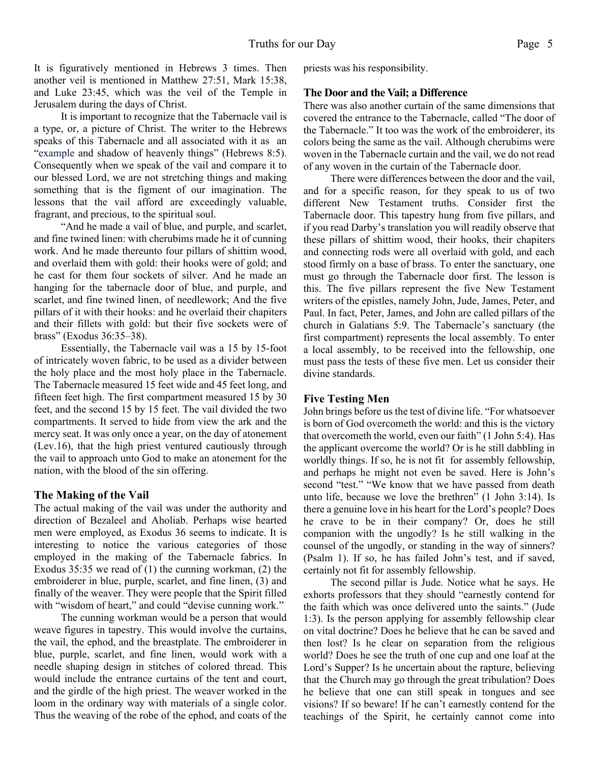It is figuratively mentioned in Hebrews 3 times. Then another veil is mentioned in Matthew 27:51, Mark 15:38, and Luke 23:45, which was the veil of the Temple in Jerusalem during the days of Christ.

It is important to recognize that the Tabernacle vail is a type, or, a picture of Christ. The writer to the Hebrews speaks of this Tabernacle and all associated with it as an "example and shadow of heavenly things" (Hebrews 8:5). Consequently when we speak of the vail and compare it to our blessed Lord, we are not stretching things and making something that is the figment of our imagination. The lessons that the vail afford are exceedingly valuable, fragrant, and precious, to the spiritual soul.

"And he made a vail of blue, and purple, and scarlet, and fine twined linen: with cherubims made he it of cunning work. And he made thereunto four pillars of shittim wood, and overlaid them with gold: their hooks were of gold; and he cast for them four sockets of silver. And he made an hanging for the tabernacle door of blue, and purple, and scarlet, and fine twined linen, of needlework; And the five pillars of it with their hooks: and he overlaid their chapiters and their fillets with gold: but their five sockets were of brass" (Exodus 36:35–38).

Essentially, the Tabernacle vail was a 15 by 15-foot of intricately woven fabric, to be used as a divider between the holy place and the most holy place in the Tabernacle. The Tabernacle measured 15 feet wide and 45 feet long, and fifteen feet high. The first compartment measured 15 by 30 feet, and the second 15 by 15 feet. The vail divided the two compartments. It served to hide from view the ark and the mercy seat. It was only once a year, on the day of atonement (Lev.16), that the high priest ventured cautiously through the vail to approach unto God to make an atonement for the nation, with the blood of the sin offering.

## The Making of the Vail

The actual making of the vail was under the authority and direction of Bezaleel and Aholiab. Perhaps wise hearted men were employed, as Exodus 36 seems to indicate. It is interesting to notice the various categories of those employed in the making of the Tabernacle fabrics. In Exodus 35:35 we read of (1) the cunning workman, (2) the embroiderer in blue, purple, scarlet, and fine linen, (3) and finally of the weaver. They were people that the Spirit filled with "wisdom of heart," and could "devise cunning work."

The cunning workman would be a person that would weave figures in tapestry. This would involve the curtains, the vail, the ephod, and the breastplate. The embroiderer in blue, purple, scarlet, and fine linen, would work with a needle shaping design in stitches of colored thread. This would include the entrance curtains of the tent and court, and the girdle of the high priest. The weaver worked in the loom in the ordinary way with materials of a single color. Thus the weaving of the robe of the ephod, and coats of the priests was his responsibility.

## The Door and the Vail; a Difference

There was also another curtain of the same dimensions that covered the entrance to the Tabernacle, called "The door of the Tabernacle." It too was the work of the embroiderer, its colors being the same as the vail. Although cherubims were woven in the Tabernacle curtain and the vail, we do not read of any woven in the curtain of the Tabernacle door.

There were differences between the door and the vail, and for a specific reason, for they speak to us of two different New Testament truths. Consider first the Tabernacle door. This tapestry hung from five pillars, and if you read Darby's translation you will readily observe that these pillars of shittim wood, their hooks, their chapiters and connecting rods were all overlaid with gold, and each stood firmly on a base of brass. To enter the sanctuary, one must go through the Tabernacle door first. The lesson is this. The five pillars represent the five New Testament writers of the epistles, namely John, Jude, James, Peter, and Paul. In fact, Peter, James, and John are called pillars of the church in Galatians 5:9. The Tabernacle's sanctuary (the first compartment) represents the local assembly. To enter a local assembly, to be received into the fellowship, one must pass the tests of these five men. Let us consider their divine standards.

## Five Testing Men

John brings before us the test of divine life. "For whatsoever is born of God overcometh the world: and this is the victory that overcometh the world, even our faith" (1 John 5:4). Has the applicant overcome the world? Or is he still dabbling in worldly things. If so, he is not fit for assembly fellowship, and perhaps he might not even be saved. Here is John's second "test." "We know that we have passed from death unto life, because we love the brethren" (1 John 3:14). Is there a genuine love in his heart for the Lord's people? Does he crave to be in their company? Or, does he still companion with the ungodly? Is he still walking in the counsel of the ungodly, or standing in the way of sinners? (Psalm 1). If so, he has failed John's test, and if saved, certainly not fit for assembly fellowship.

The second pillar is Jude. Notice what he says. He exhorts professors that they should "earnestly contend for the faith which was once delivered unto the saints." (Jude 1:3). Is the person applying for assembly fellowship clear on vital doctrine? Does he believe that he can be saved and then lost? Is he clear on separation from the religious world? Does he see the truth of one cup and one loaf at the Lord's Supper? Is he uncertain about the rapture, believing that the Church may go through the great tribulation? Does he believe that one can still speak in tongues and see visions? If so beware! If he can't earnestly contend for the teachings of the Spirit, he certainly cannot come into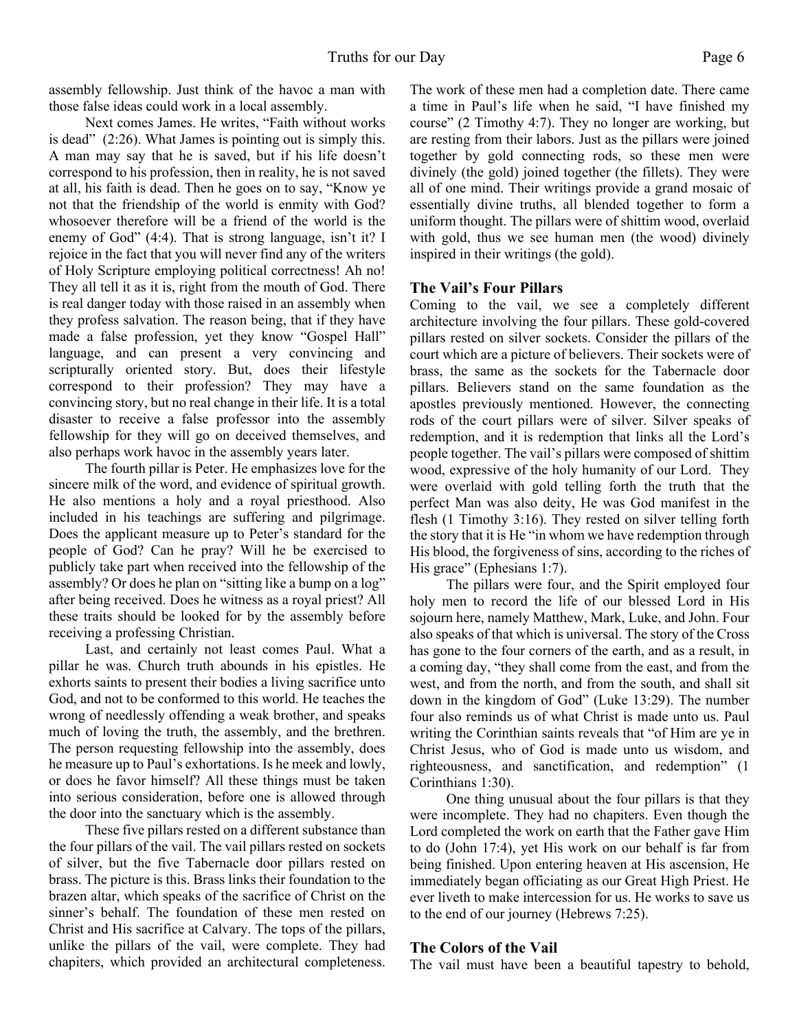assembly fellowship. Just think of the havoc a man with those false ideas could work in a local assembly.

Next comes James. He writes, "Faith without works is dead" (2:26). What James is pointing out is simply this. A man may say that he is saved, but if his life doesn't correspond to his profession, then in reality, he is not saved at all, his faith is dead. Then he goes on to say, "Know ye not that the friendship of the world is enmity with God? whosoever therefore will be a friend of the world is the enemy of God" (4:4). That is strong language, isn't it? I rejoice in the fact that you will never find any of the writers of Holy Scripture employing political correctness! Ah no! They all tell it as it is, right from the mouth of God. There is real danger today with those raised in an assembly when they profess salvation. The reason being, that if they have made a false profession, yet they know "Gospel Hall" language, and can present a very convincing and scripturally oriented story. But, does their lifestyle correspond to their profession? They may have a convincing story, but no real change in their life. It is a total disaster to receive a false professor into the assembly fellowship for they will go on deceived themselves, and also perhaps work havoc in the assembly years later.

The fourth pillar is Peter. He emphasizes love for the sincere milk of the word, and evidence of spiritual growth. He also mentions a holy and a royal priesthood. Also included in his teachings are suffering and pilgrimage. Does the applicant measure up to Peter's standard for the people of God? Can he pray? Will he be exercised to publicly take part when received into the fellowship of the assembly? Or does he plan on "sitting like a bump on a log" after being received. Does he witness as a royal priest? All these traits should be looked for by the assembly before receiving a professing Christian.

Last, and certainly not least comes Paul. What a pillar he was. Church truth abounds in his epistles. He exhorts saints to present their bodies a living sacrifice unto God, and not to be conformed to this world. He teaches the wrong of needlessly offending a weak brother, and speaks much of loving the truth, the assembly, and the brethren. The person requesting fellowship into the assembly, does he measure up to Paul's exhortations. Is he meek and lowly, or does he favor himself? All these things must be taken into serious consideration, before one is allowed through the door into the sanctuary which is the assembly.

These five pillars rested on a different substance than the four pillars of the vail. The vail pillars rested on sockets of silver, but the five Tabernacle door pillars rested on brass. The picture is this. Brass links their foundation to the brazen altar, which speaks of the sacrifice of Christ on the sinner's behalf. The foundation of these men rested on Christ and His sacrifice at Calvary. The tops of the pillars, unlike the pillars of the vail, were complete. They had chapiters, which provided an architectural completeness. The work of these men had a completion date. There came a time in Paul's life when he said, "I have finished my course" (2 Timothy 4:7). They no longer are working, but are resting from their labors. Just as the pillars were joined together by gold connecting rods, so these men were divinely (the gold) joined together (the fillets). They were all of one mind. Their writings provide a grand mosaic of essentially divine truths, all blended together to form a uniform thought. The pillars were of shittim wood, overlaid with gold, thus we see human men (the wood) divinely inspired in their writings (the gold).

### The Vail's Four Pillars

Coming to the vail, we see a completely different architecture involving the four pillars. These gold-covered pillars rested on silver sockets. Consider the pillars of the court which are a picture of believers. Their sockets were of brass, the same as the sockets for the Tabernacle door pillars. Believers stand on the same foundation as the apostles previously mentioned. However, the connecting rods of the court pillars were of silver. Silver speaks of redemption, and it is redemption that links all the Lord's people together. The vail's pillars were composed of shittim wood, expressive of the holy humanity of our Lord. They were overlaid with gold telling forth the truth that the perfect Man was also deity, He was God manifest in the flesh (1 Timothy 3:16). They rested on silver telling forth the story that it is He "in whom we have redemption through His blood, the forgiveness of sins, according to the riches of His grace" (Ephesians 1:7).

The pillars were four, and the Spirit employed four holy men to record the life of our blessed Lord in His sojourn here, namely Matthew, Mark, Luke, and John. Four also speaks of that which is universal. The story of the Cross has gone to the four corners of the earth, and as a result, in a coming day, "they shall come from the east, and from the west, and from the north, and from the south, and shall sit down in the kingdom of God" (Luke 13:29). The number four also reminds us of what Christ is made unto us. Paul writing the Corinthian saints reveals that "of Him are ye in Christ Jesus, who of God is made unto us wisdom, and righteousness, and sanctification, and redemption" (1 Corinthians 1:30).

One thing unusual about the four pillars is that they were incomplete. They had no chapiters. Even though the Lord completed the work on earth that the Father gave Him to do (John 17:4), yet His work on our behalf is far from being finished. Upon entering heaven at His ascension, He immediately began officiating as our Great High Priest. He ever liveth to make intercession for us. He works to save us to the end of our journey (Hebrews 7:25).

### The Colors of the Vail

The vail must have been a beautiful tapestry to behold,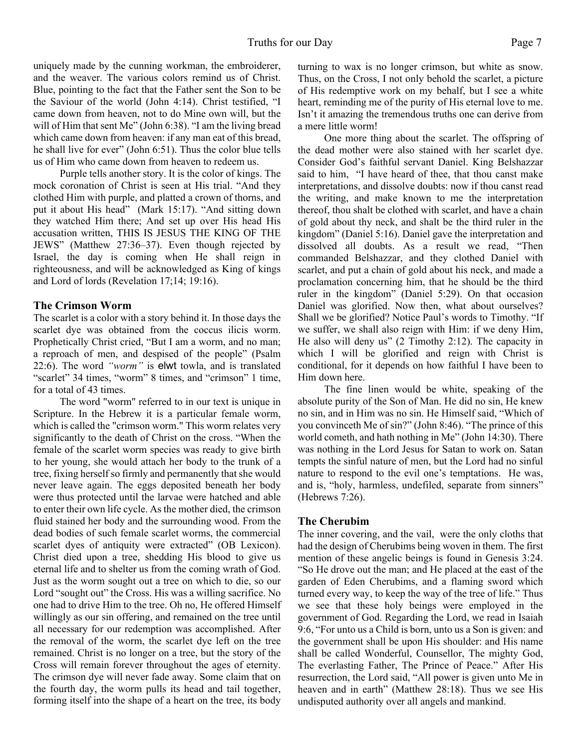uniquely made by the cunning workman, the embroiderer, and the weaver. The various colors remind us of Christ. Blue, pointing to the fact that the Father sent the Son to be the Saviour of the world (John 4:14). Christ testified, "I came down from heaven, not to do Mine own will, but the will of Him that sent Me" (John 6:38). "I am the living bread which came down from heaven: if any man eat of this bread, he shall live for ever" (John 6:51). Thus the color blue tells us of Him who came down from heaven to redeem us.

Purple tells another story. It is the color of kings. The mock coronation of Christ is seen at His trial. "And they clothed Him with purple, and platted a crown of thorns, and put it about His head" (Mark 15:17). "And sitting down they watched Him there; And set up over His head His accusation written, THIS IS JESUS THE KING OF THE JEWS" (Matthew 27:36–37). Even though rejected by Israel, the day is coming when He shall reign in righteousness, and will be acknowledged as King of kings and Lord of lords (Revelation 17;14; 19:16).

### The Crimson Worm

The scarlet is a color with a story behind it. In those days the scarlet dye was obtained from the coccus ilicis worm. Prophetically Christ cried, "But I am a worm, and no man; a reproach of men, and despised of the people" (Psalm 22:6). The word *"worm"* is elwt towla, and is translated "scarlet" 34 times, "worm" 8 times, and "crimson" 1 time, for a total of 43 times.

The word "worm" referred to in our text is unique in Scripture. In the Hebrew it is a particular female worm, which is called the "crimson worm." This worm relates very significantly to the death of Christ on the cross. "When the female of the scarlet worm species was ready to give birth to her young, she would attach her body to the trunk of a tree, fixing herself so firmly and permanently that she would never leave again. The eggs deposited beneath her body were thus protected until the larvae were hatched and able to enter their own life cycle. As the mother died, the crimson fluid stained her body and the surrounding wood. From the dead bodies of such female scarlet worms, the commercial scarlet dyes of antiquity were extracted" (OB Lexicon). Christ died upon a tree, shedding His blood to give us eternal life and to shelter us from the coming wrath of God. Just as the worm sought out a tree on which to die, so our Lord "sought out" the Cross. His was a willing sacrifice. No one had to drive Him to the tree. Oh no, He offered Himself willingly as our sin offering, and remained on the tree until all necessary for our redemption was accomplished. After the removal of the worm, the scarlet dye left on the tree remained. Christ is no longer on a tree, but the story of the Cross will remain forever throughout the ages of eternity. The crimson dye will never fade away. Some claim that on the fourth day, the worm pulls its head and tail together, forming itself into the shape of a heart on the tree, its body turning to wax is no longer crimson, but white as snow. Thus, on the Cross, I not only behold the scarlet, a picture of His redemptive work on my behalf, but I see a white heart, reminding me of the purity of His eternal love to me. Isn't it amazing the tremendous truths one can derive from a mere little worm!

One more thing about the scarlet. The offspring of the dead mother were also stained with her scarlet dye. Consider God's faithful servant Daniel. King Belshazzar said to him, "I have heard of thee, that thou canst make interpretations, and dissolve doubts: now if thou canst read the writing, and make known to me the interpretation thereof, thou shalt be clothed with scarlet, and have a chain of gold about thy neck, and shalt be the third ruler in the kingdom" (Daniel 5:16). Daniel gave the interpretation and dissolved all doubts. As a result we read, "Then commanded Belshazzar, and they clothed Daniel with scarlet, and put a chain of gold about his neck, and made a proclamation concerning him, that he should be the third ruler in the kingdom" (Daniel 5:29). On that occasion Daniel was glorified. Now then, what about ourselves? Shall we be glorified? Notice Paul's words to Timothy. "If we suffer, we shall also reign with Him: if we deny Him, He also will deny us" (2 Timothy 2:12). The capacity in which I will be glorified and reign with Christ is conditional, for it depends on how faithful I have been to Him down here.

The fine linen would be white, speaking of the absolute purity of the Son of Man. He did no sin, He knew no sin, and in Him was no sin. He Himself said, "Which of you convinceth Me of sin?" (John 8:46). "The prince of this world cometh, and hath nothing in Me" (John 14:30). There was nothing in the Lord Jesus for Satan to work on. Satan tempts the sinful nature of men, but the Lord had no sinful nature to respond to the evil one's temptations. He was, and is, "holy, harmless, undefiled, separate from sinners" (Hebrews 7:26).

### The Cherubim

The inner covering, and the vail, were the only cloths that had the design of Cherubims being woven in them. The first mention of these angelic beings is found in Genesis 3:24. "So He drove out the man; and He placed at the east of the garden of Eden Cherubims, and a flaming sword which turned every way, to keep the way of the tree of life." Thus we see that these holy beings were employed in the government of God. Regarding the Lord, we read in Isaiah 9:6, "For unto us a Child is born, unto us a Son is given: and the government shall be upon His shoulder: and His name shall be called Wonderful, Counsellor, The mighty God, The everlasting Father, The Prince of Peace." After His resurrection, the Lord said, "All power is given unto Me in heaven and in earth" (Matthew 28:18). Thus we see His undisputed authority over all angels and mankind.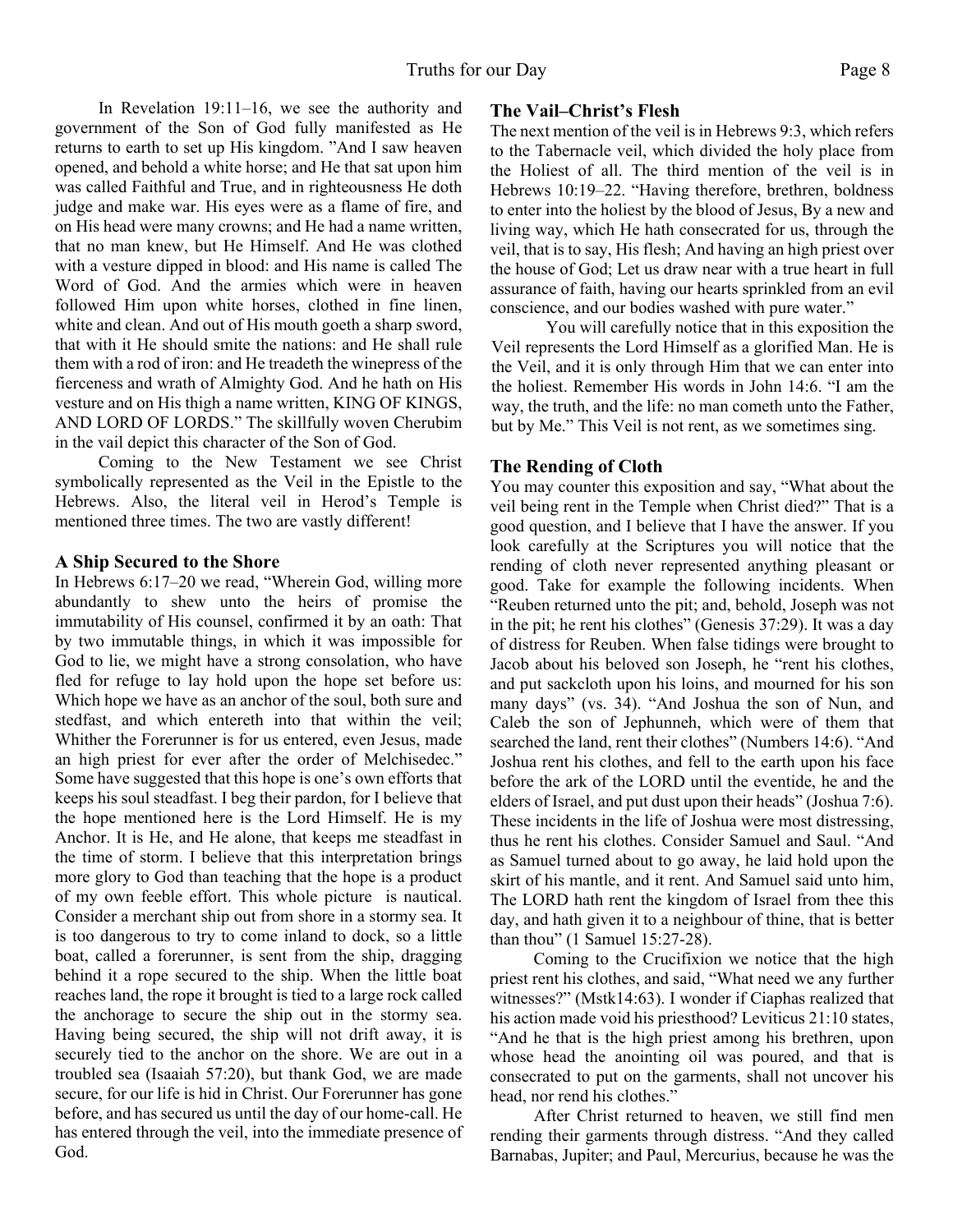In Revelation 19:11–16, we see the authority and government of the Son of God fully manifested as He returns to earth to set up His kingdom. "And I saw heaven opened, and behold a white horse; and He that sat upon him was called Faithful and True, and in righteousness He doth judge and make war. His eyes were as a flame of fire, and on His head were many crowns; and He had a name written, that no man knew, but He Himself. And He was clothed with a vesture dipped in blood: and His name is called The Word of God. And the armies which were in heaven followed Him upon white horses, clothed in fine linen, white and clean. And out of His mouth goeth a sharp sword, that with it He should smite the nations: and He shall rule them with a rod of iron: and He treadeth the winepress of the fierceness and wrath of Almighty God. And he hath on His vesture and on His thigh a name written, KING OF KINGS, AND LORD OF LORDS." The skillfully woven Cherubim in the vail depict this character of the Son of God.

Coming to the New Testament we see Christ symbolically represented as the Veil in the Epistle to the Hebrews. Also, the literal veil in Herod's Temple is mentioned three times. The two are vastly different!

### A Ship Secured to the Shore

In Hebrews 6:17–20 we read, "Wherein God, willing more abundantly to shew unto the heirs of promise the immutability of His counsel, confirmed it by an oath: That by two immutable things, in which it was impossible for God to lie, we might have a strong consolation, who have fled for refuge to lay hold upon the hope set before us: Which hope we have as an anchor of the soul, both sure and stedfast, and which entereth into that within the veil; Whither the Forerunner is for us entered, even Jesus, made an high priest for ever after the order of Melchisedec." Some have suggested that this hope is one's own efforts that keeps his soul steadfast. I beg their pardon, for I believe that the hope mentioned here is the Lord Himself. He is my Anchor. It is He, and He alone, that keeps me steadfast in the time of storm. I believe that this interpretation brings more glory to God than teaching that the hope is a product of my own feeble effort. This whole picture is nautical. Consider a merchant ship out from shore in a stormy sea. It is too dangerous to try to come inland to dock, so a little boat, called a forerunner, is sent from the ship, dragging behind it a rope secured to the ship. When the little boat reaches land, the rope it brought is tied to a large rock called the anchorage to secure the ship out in the stormy sea. Having being secured, the ship will not drift away, it is securely tied to the anchor on the shore. We are out in a troubled sea (Isaaiah 57:20), but thank God, we are made secure, for our life is hid in Christ. Our Forerunner has gone before, and has secured us until the day of our home-call. He has entered through the veil, into the immediate presence of God.

### The Vail–Christ's Flesh

The next mention of the veil is in Hebrews 9:3, which refers to the Tabernacle veil, which divided the holy place from the Holiest of all. The third mention of the veil is in Hebrews 10:19–22. "Having therefore, brethren, boldness to enter into the holiest by the blood of Jesus, By a new and living way, which He hath consecrated for us, through the veil, that is to say, His flesh; And having an high priest over the house of God; Let us draw near with a true heart in full assurance of faith, having our hearts sprinkled from an evil conscience, and our bodies washed with pure water."

You will carefully notice that in this exposition the Veil represents the Lord Himself as a glorified Man. He is the Veil, and it is only through Him that we can enter into the holiest. Remember His words in John 14:6. "I am the way, the truth, and the life: no man cometh unto the Father, but by Me." This Veil is not rent, as we sometimes sing.

### The Rending of Cloth

You may counter this exposition and say, "What about the veil being rent in the Temple when Christ died?" That is a good question, and I believe that I have the answer. If you look carefully at the Scriptures you will notice that the rending of cloth never represented anything pleasant or good. Take for example the following incidents. When "Reuben returned unto the pit; and, behold, Joseph was not in the pit; he rent his clothes" (Genesis 37:29). It was a day of distress for Reuben. When false tidings were brought to Jacob about his beloved son Joseph, he "rent his clothes, and put sackcloth upon his loins, and mourned for his son many days" (vs. 34). "And Joshua the son of Nun, and Caleb the son of Jephunneh, which were of them that searched the land, rent their clothes" (Numbers 14:6). "And Joshua rent his clothes, and fell to the earth upon his face before the ark of the LORD until the eventide, he and the elders of Israel, and put dust upon their heads" (Joshua 7:6). These incidents in the life of Joshua were most distressing, thus he rent his clothes. Consider Samuel and Saul. "And as Samuel turned about to go away, he laid hold upon the skirt of his mantle, and it rent. And Samuel said unto him, The LORD hath rent the kingdom of Israel from thee this day, and hath given it to a neighbour of thine, that is better than thou" (1 Samuel 15:27-28).

Coming to the Crucifixion we notice that the high priest rent his clothes, and said, "What need we any further witnesses?" (Mstk14:63). I wonder if Ciaphas realized that his action made void his priesthood? Leviticus 21:10 states, "And he that is the high priest among his brethren, upon whose head the anointing oil was poured, and that is consecrated to put on the garments, shall not uncover his head, nor rend his clothes."

After Christ returned to heaven, we still find men rending their garments through distress. "And they called Barnabas, Jupiter; and Paul, Mercurius, because he was the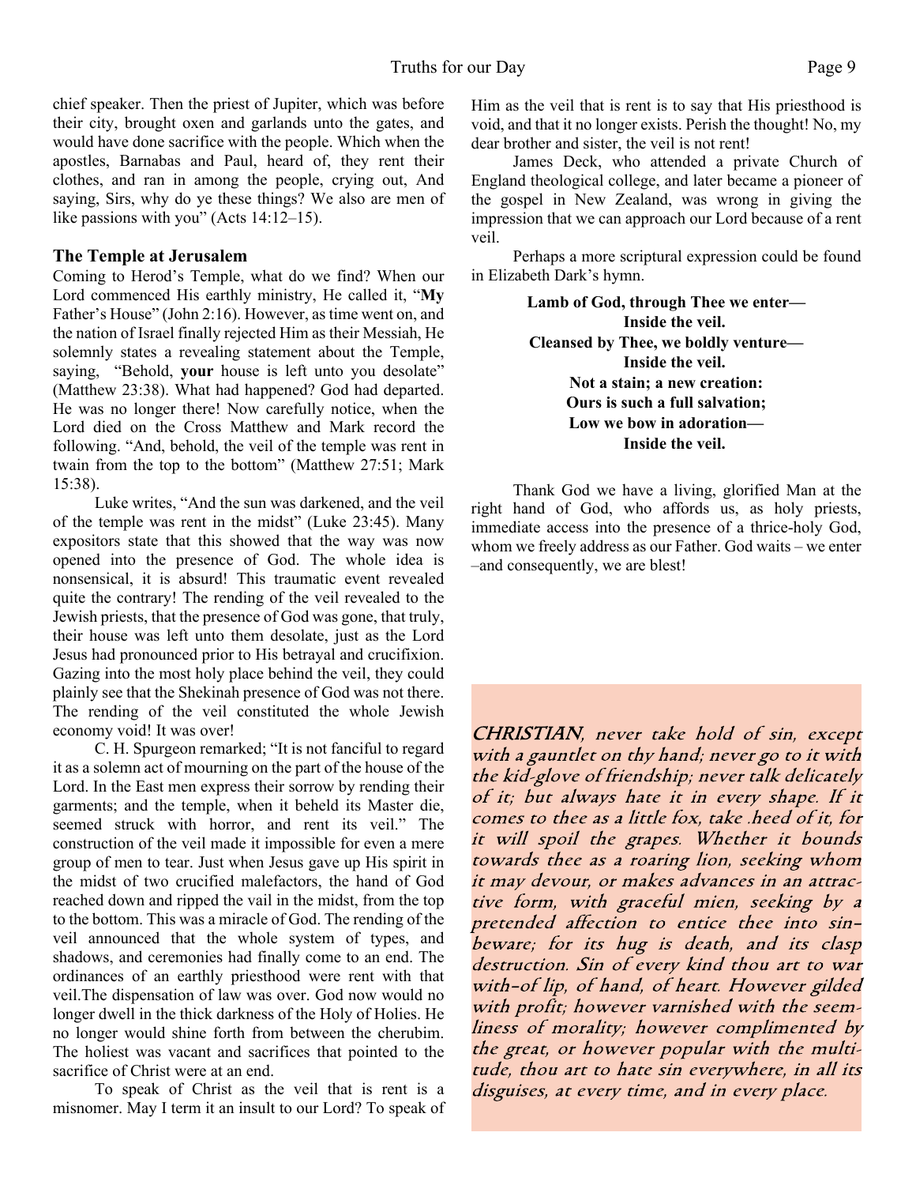chief speaker. Then the priest of Jupiter, which was before their city, brought oxen and garlands unto the gates, and would have done sacrifice with the people. Which when the apostles, Barnabas and Paul, heard of, they rent their clothes, and ran in among the people, crying out, And saying, Sirs, why do ye these things? We also are men of like passions with you" (Acts 14:12–15).

### The Temple at Jerusalem

Coming to Herod's Temple, what do we find? When our Lord commenced His earthly ministry, He called it, "**My** Father's House" (John 2:16). However, as time went on, and the nation of Israel finally rejected Him as their Messiah, He solemnly states a revealing statement about the Temple, saying, "Behold, **your** house is left unto you desolate" (Matthew 23:38). What had happened? God had departed. He was no longer there! Now carefully notice, when the Lord died on the Cross Matthew and Mark record the following. "And, behold, the veil of the temple was rent in twain from the top to the bottom" (Matthew 27:51; Mark 15:38).

Luke writes, "And the sun was darkened, and the veil of the temple was rent in the midst" (Luke 23:45). Many expositors state that this showed that the way was now opened into the presence of God. The whole idea is nonsensical, it is absurd! This traumatic event revealed quite the contrary! The rending of the veil revealed to the Jewish priests, that the presence of God was gone, that truly, their house was left unto them desolate, just as the Lord Jesus had pronounced prior to His betrayal and crucifixion. Gazing into the most holy place behind the veil, they could plainly see that the Shekinah presence of God was not there. The rending of the veil constituted the whole Jewish economy void! It was over!

C. H. Spurgeon remarked; "It is not fanciful to regard it as a solemn act of mourning on the part of the house of the Lord. In the East men express their sorrow by rending their garments; and the temple, when it beheld its Master die, seemed struck with horror, and rent its veil." The construction of the veil made it impossible for even a mere group of men to tear. Just when Jesus gave up His spirit in the midst of two crucified malefactors, the hand of God reached down and ripped the vail in the midst, from the top to the bottom. This was a miracle of God. The rending of the veil announced that the whole system of types, and shadows, and ceremonies had finally come to an end. The ordinances of an earthly priesthood were rent with that veil.The dispensation of law was over. God now would no longer dwell in the thick darkness of the Holy of Holies. He no longer would shine forth from between the cherubim. The holiest was vacant and sacrifices that pointed to the sacrifice of Christ were at an end.

To speak of Christ as the veil that is rent is a misnomer. May I term it an insult to our Lord? To speak of Him as the veil that is rent is to say that His priesthood is void, and that it no longer exists. Perish the thought! No, my dear brother and sister, the veil is not rent!

James Deck, who attended a private Church of England theological college, and later became a pioneer of the gospel in New Zealand, was wrong in giving the impression that we can approach our Lord because of a rent veil.

Perhaps a more scriptural expression could be found in Elizabeth Dark's hymn.

**Lamb of God, through Thee we enter—**
**Inside the veil.**
**Cleansed by Thee, we boldly venture—**
**Inside the veil.**
**Not a stain; a new creation:**
**Ours is such a full salvation;**
**Low we bow in adoration—**
**Inside the veil.**

Thank God we have a living, glorified Man at the right hand of God, who affords us, as holy priests, immediate access into the presence of a thrice-holy God, whom we freely address as our Father. God waits – we enter –and consequently, we are blest!

*__CHRISTIAN__, never take hold of sin, except with a gauntlet on thy hand; never go to it with the kid-glove of friendship; never talk delicately of it; but always hate it in every shape. If it comes to thee as a little fox, take .heed of it, for it will spoil the grapes. Whether it bounds towards thee as a roaring lion, seeking whom it may devour, or makes advances in an attractive form, with graceful mien, seeking by a pretended affection to entice thee into sin–beware; for its hug is death, and its clasp destruction. Sin of every kind thou art to war with–of lip, of hand, of heart. However gilded with profit; however varnished with the seemliness of morality; however complimented by the great, or however popular with the multitude, thou art to hate sin everywhere, in all its disguises, at every time, and in every place.*